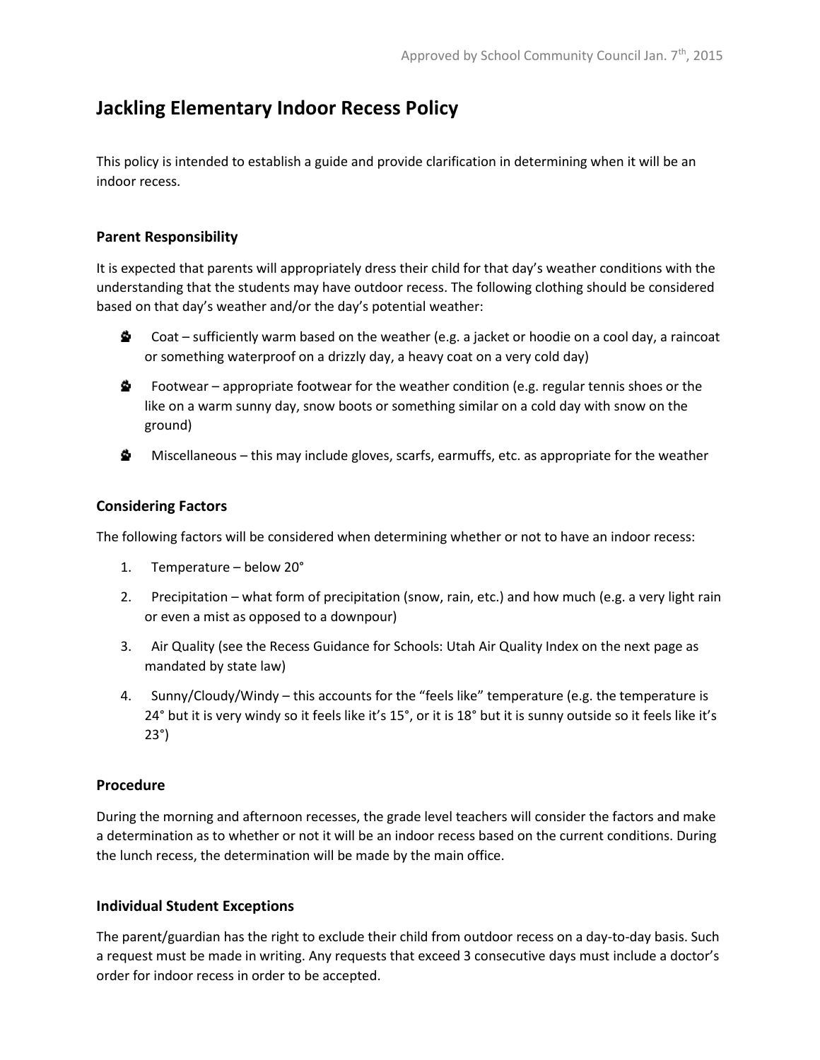Approved by School Community Council Jan. 7th, 2015

# Jackling Elementary Indoor Recess Policy

This policy is intended to establish a guide and provide clarification in determining when it will be an indoor recess.

## Parent Responsibility

It is expected that parents will appropriately dress their child for that day's weather conditions with the understanding that the students may have outdoor recess. The following clothing should be considered based on that day's weather and/or the day's potential weather:

- Coat – sufficiently warm based on the weather (e.g. a jacket or hoodie on a cool day, a raincoat or something waterproof on a drizzly day, a heavy coat on a very cold day)
- Footwear – appropriate footwear for the weather condition (e.g. regular tennis shoes or the like on a warm sunny day, snow boots or something similar on a cold day with snow on the ground)
- Miscellaneous – this may include gloves, scarfs, earmuffs, etc. as appropriate for the weather

## Considering Factors

The following factors will be considered when determining whether or not to have an indoor recess:

1. Temperature – below 20°
2. Precipitation – what form of precipitation (snow, rain, etc.) and how much (e.g. a very light rain or even a mist as opposed to a downpour)
3. Air Quality (see the Recess Guidance for Schools: Utah Air Quality Index on the next page as mandated by state law)
4. Sunny/Cloudy/Windy – this accounts for the "feels like" temperature (e.g. the temperature is 24° but it is very windy so it feels like it's 15°, or it is 18° but it is sunny outside so it feels like it's 23°)

## Procedure

During the morning and afternoon recesses, the grade level teachers will consider the factors and make a determination as to whether or not it will be an indoor recess based on the current conditions. During the lunch recess, the determination will be made by the main office.

## Individual Student Exceptions

The parent/guardian has the right to exclude their child from outdoor recess on a day-to-day basis. Such a request must be made in writing. Any requests that exceed 3 consecutive days must include a doctor's order for indoor recess in order to be accepted.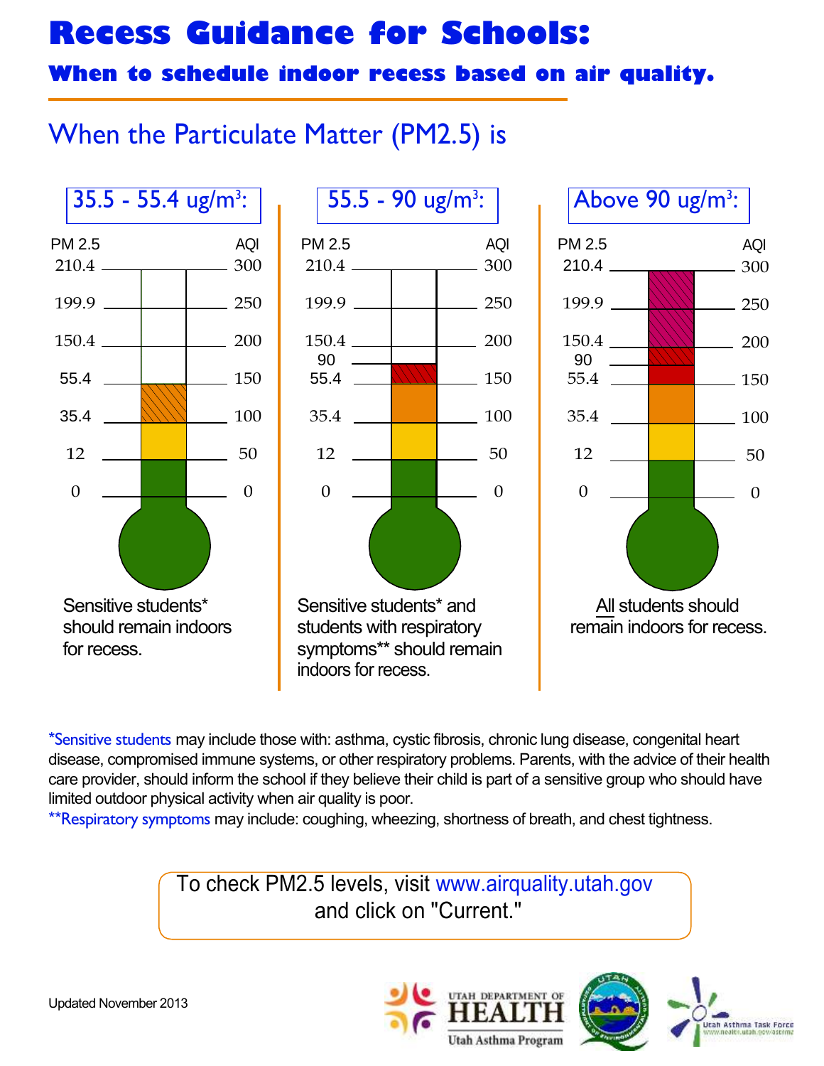# Recess Guidance for Schools:

### When to schedule indoor recess based on air quality.

## When the Particulate Matter (PM2.5) is

**35.5 - 55.4 ug/m$^3$:**

PM 2.5 AQI
210.4 300
199.9 250
150.4 200
55.4 150
35.4 100
12 50
0 0

Sensitive students* should remain indoors for recess.

**55.5 - 90 ug/m$^3$:**

PM 2.5 AQI
210.4 300
199.9 250
150.4 200
90
55.4 150
35.4 100
12 50
0 0

Sensitive students* and students with respiratory symptoms** should remain indoors for recess.

**Above 90 ug/m$^3$:**

PM 2.5 AQI
210.4 300
199.9 250
150.4 200
90
55.4 150
35.4 100
12 50
0 0

All students should remain indoors for recess.

*Sensitive students may include those with: asthma, cystic fibrosis, chronic lung disease, congenital heart disease, compromised immune systems, or other respiratory problems. Parents, with the advice of their health care provider, should inform the school if they believe their child is part of a sensitive group who should have limited outdoor physical activity when air quality is poor.

**Respiratory symptoms may include: coughing, wheezing, shortness of breath, and chest tightness.

To check PM2.5 levels, visit www.airquality.utah.gov and click on "Current."

Updated November 2013

Utah Department of Health
Utah Asthma Program

Utah Asthma Task Force
www.health.utah.gov/asthma